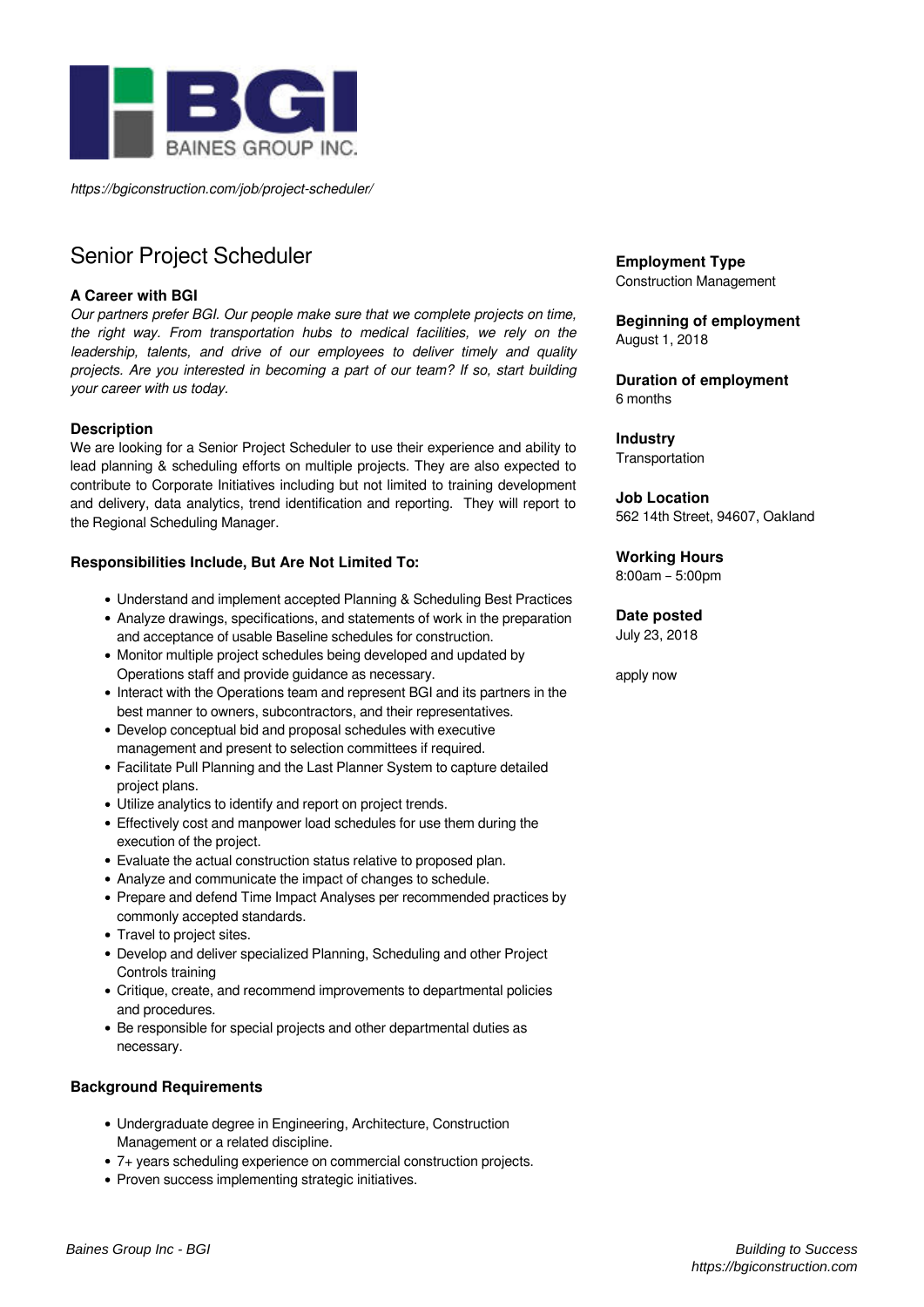BAINES GROUP INC.

*https://bgiconstruction.com/job/project-scheduler/*

# Senior Project Scheduler

### A Career with BGI

*Our partners prefer BGI. Our people make sure that we complete projects on time, the right way. From transportation hubs to medical facilities, we rely on the leadership, talents, and drive of our employees to deliver timely and quality projects. Are you interested in becoming a part of our team? If so, start building your career with us today.*

### Description

We are looking for a Senior Project Scheduler to use their experience and ability to lead planning & scheduling efforts on multiple projects. They are also expected to contribute to Corporate Initiatives including but not limited to training development and delivery, data analytics, trend identification and reporting. They will report to the Regional Scheduling Manager.

### Responsibilities Include, But Are Not Limited To:

- Understand and implement accepted Planning & Scheduling Best Practices
- Analyze drawings, specifications, and statements of work in the preparation and acceptance of usable Baseline schedules for construction.
- Monitor multiple project schedules being developed and updated by Operations staff and provide guidance as necessary.
- Interact with the Operations team and represent BGI and its partners in the best manner to owners, subcontractors, and their representatives.
- Develop conceptual bid and proposal schedules with executive management and present to selection committees if required.
- Facilitate Pull Planning and the Last Planner System to capture detailed project plans.
- Utilize analytics to identify and report on project trends.
- Effectively cost and manpower load schedules for use them during the execution of the project.
- Evaluate the actual construction status relative to proposed plan.
- Analyze and communicate the impact of changes to schedule.
- Prepare and defend Time Impact Analyses per recommended practices by commonly accepted standards.
- Travel to project sites.
- Develop and deliver specialized Planning, Scheduling and other Project Controls training
- Critique, create, and recommend improvements to departmental policies and procedures.
- Be responsible for special projects and other departmental duties as necessary.

### Background Requirements

- Undergraduate degree in Engineering, Architecture, Construction Management or a related discipline.
- 7+ years scheduling experience on commercial construction projects.
- Proven success implementing strategic initiatives.

**Employment Type**
Construction Management

**Beginning of employment**
August 1, 2018

**Duration of employment**
6 months

**Industry**
Transportation

**Job Location**
562 14th Street, 94607, Oakland

**Working Hours**
8:00am – 5:00pm

**Date posted**
July 23, 2018

apply now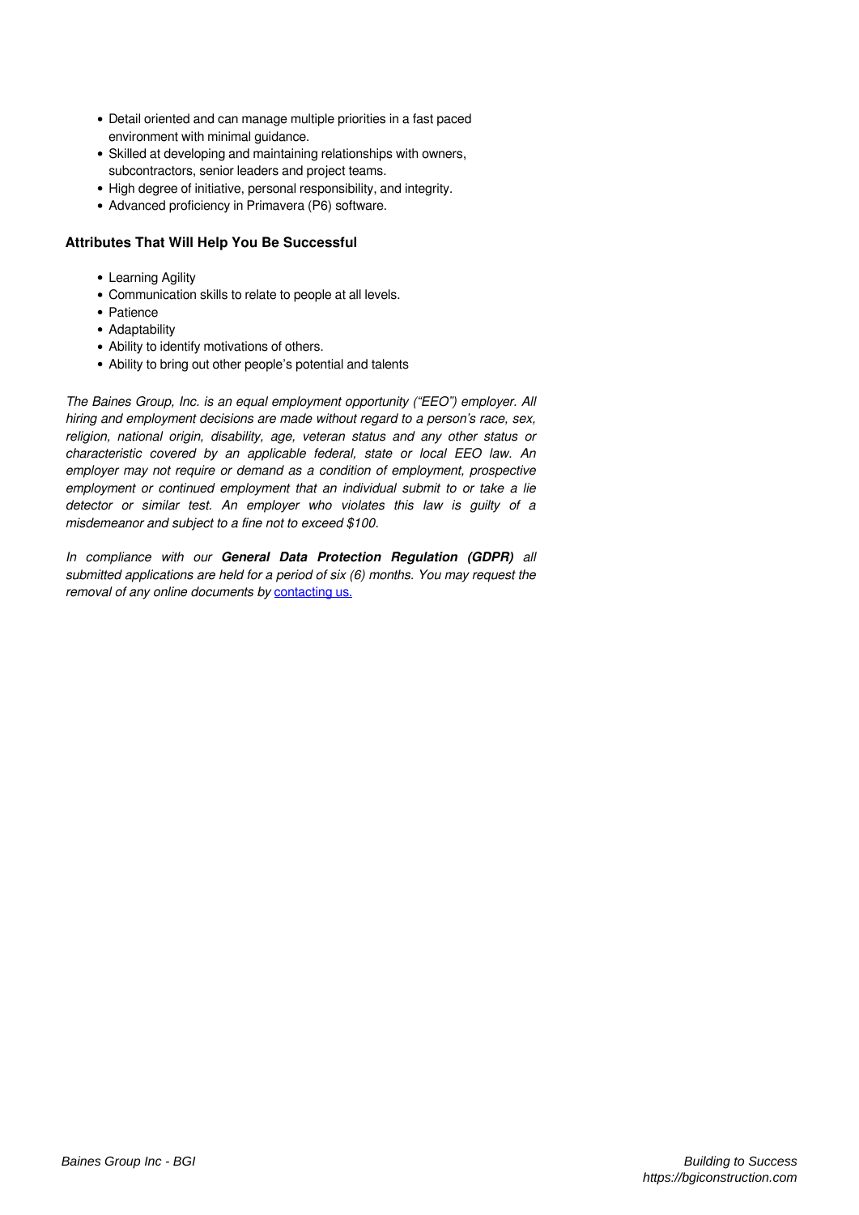- Detail oriented and can manage multiple priorities in a fast paced environment with minimal guidance.
- Skilled at developing and maintaining relationships with owners, subcontractors, senior leaders and project teams.
- High degree of initiative, personal responsibility, and integrity.
- Advanced proficiency in Primavera (P6) software.

### Attributes That Will Help You Be Successful

- Learning Agility
- Communication skills to relate to people at all levels.
- Patience
- Adaptability
- Ability to identify motivations of others.
- Ability to bring out other people's potential and talents

*The Baines Group, Inc. is an equal employment opportunity ("EEO") employer. All hiring and employment decisions are made without regard to a person's race, sex, religion, national origin, disability, age, veteran status and any other status or characteristic covered by an applicable federal, state or local EEO law. An employer may not require or demand as a condition of employment, prospective employment or continued employment that an individual submit to or take a lie detector or similar test. An employer who violates this law is guilty of a misdemeanor and subject to a fine not to exceed $100.*

*In compliance with our **General Data Protection Regulation (GDPR)** all submitted applications are held for a period of six (6) months. You may request the removal of any online documents by* contacting us.